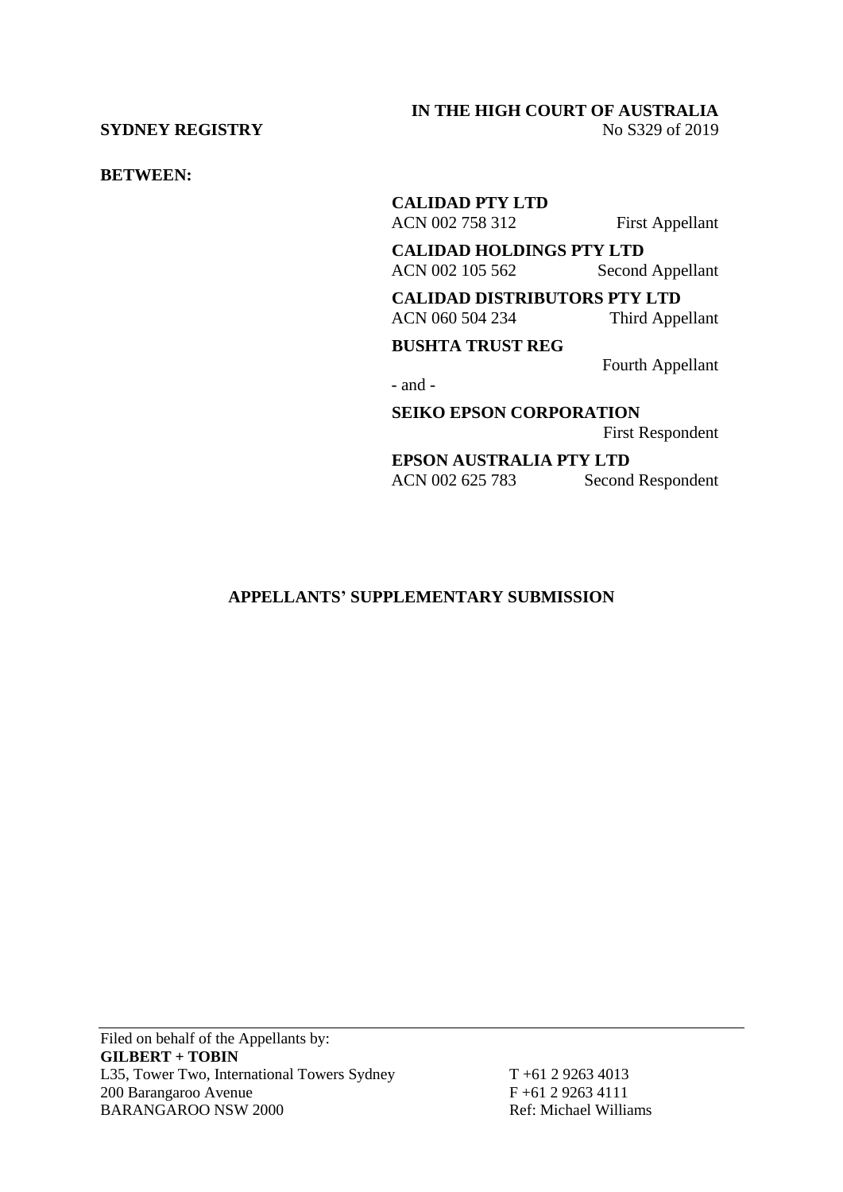**IN THE HIGH COURT OF AUSTRALIA**

**SYDNEY REGISTRY** No S329 of 2019

**BETWEEN:**

**CALIDAD PTY LTD**
ACN 002 758 312 First Appellant

**CALIDAD HOLDINGS PTY LTD**
ACN 002 105 562 Second Appellant

**CALIDAD DISTRIBUTORS PTY LTD**
ACN 060 504 234 Third Appellant

**BUSHTA TRUST REG**
Fourth Appellant

\- and -

**SEIKO EPSON CORPORATION**
First Respondent

**EPSON AUSTRALIA PTY LTD**
ACN 002 625 783 Second Respondent

**APPELLANTS' SUPPLEMENTARY SUBMISSION**

Filed on behalf of the Appellants by:
**GILBERT + TOBIN**
L35, Tower Two, International Towers Sydney
200 Barangaroo Avenue
BARANGAROO NSW 2000

T +61 2 9263 4013
F +61 2 9263 4111
Ref: Michael Williams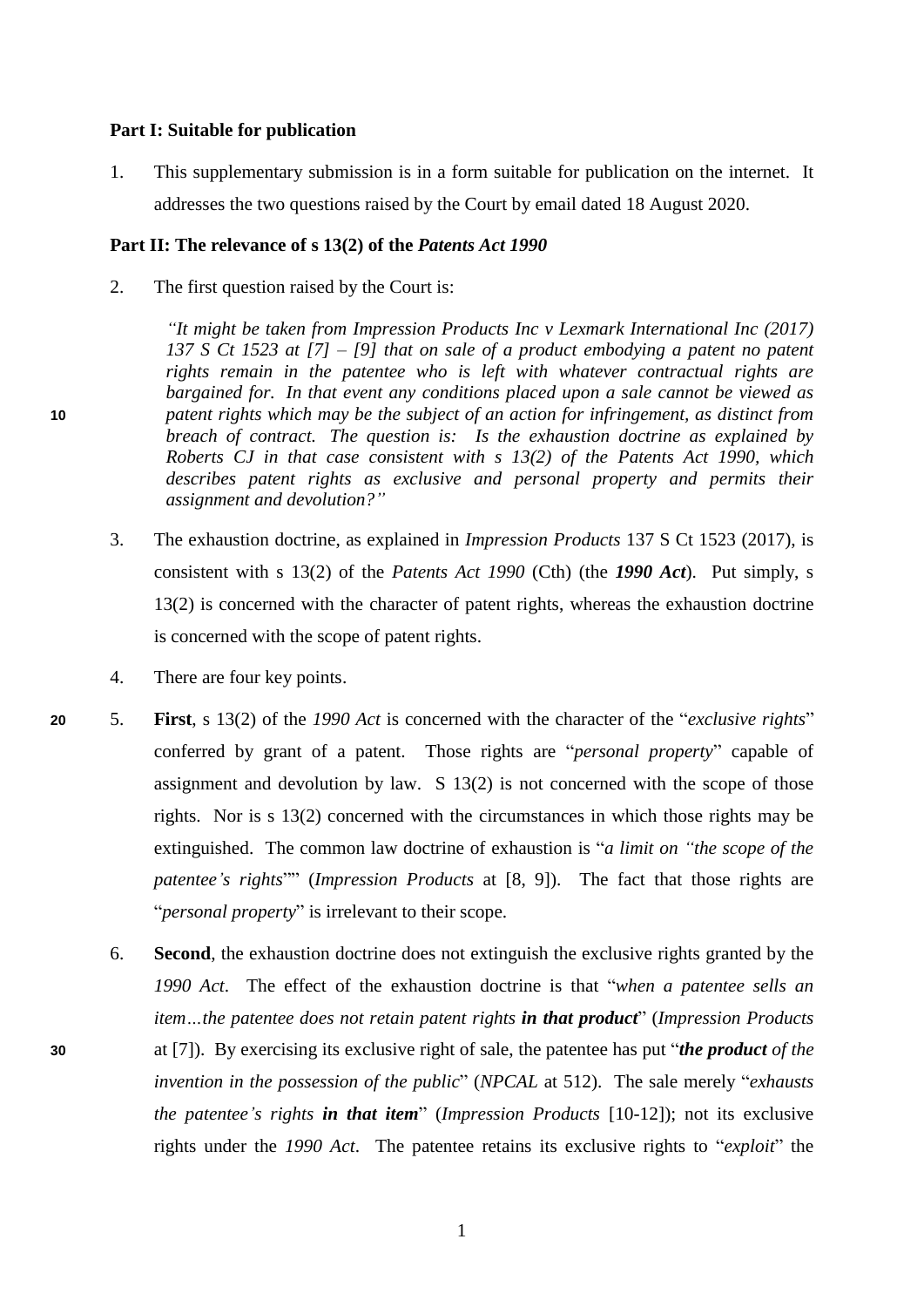**Part I: Suitable for publication**

1. This supplementary submission is in a form suitable for publication on the internet. It addresses the two questions raised by the Court by email dated 18 August 2020.

**Part II: The relevance of s 13(2) of the *Patents Act 1990***

2. The first question raised by the Court is:

   *"It might be taken from Impression Products Inc v Lexmark International Inc (2017) 137 S Ct 1523 at [7] – [9] that on sale of a product embodying a patent no patent rights remain in the patentee who is left with whatever contractual rights are bargained for. In that event any conditions placed upon a sale cannot be viewed as patent rights which may be the subject of an action for infringement, as distinct from breach of contract. The question is: Is the exhaustion doctrine as explained by Roberts CJ in that case consistent with s 13(2) of the Patents Act 1990, which describes patent rights as exclusive and personal property and permits their assignment and devolution?"*

3. The exhaustion doctrine, as explained in *Impression Products* 137 S Ct 1523 (2017), is consistent with s 13(2) of the *Patents Act 1990* (Cth) (the ***1990 Act***). Put simply, s 13(2) is concerned with the character of patent rights, whereas the exhaustion doctrine is concerned with the scope of patent rights.

4. There are four key points.

5. **First**, s 13(2) of the *1990 Act* is concerned with the character of the "*exclusive rights*" conferred by grant of a patent. Those rights are "*personal property*" capable of assignment and devolution by law. S 13(2) is not concerned with the scope of those rights. Nor is s 13(2) concerned with the circumstances in which those rights may be extinguished. The common law doctrine of exhaustion is "*a limit on "the scope of the patentee's rights*"" (*Impression Products* at [8, 9]). The fact that those rights are "*personal property*" is irrelevant to their scope.

6. **Second**, the exhaustion doctrine does not extinguish the exclusive rights granted by the *1990 Act*. The effect of the exhaustion doctrine is that "*when a patentee sells an item…the patentee does not retain patent rights **in that product***" (*Impression Products* at [7]). By exercising its exclusive right of sale, the patentee has put "***the product** of the invention in the possession of the public*" (*NPCAL* at 512). The sale merely "*exhausts the patentee's rights **in that item***" (*Impression Products* [10-12]); not its exclusive rights under the *1990 Act*. The patentee retains its exclusive rights to "*exploit*" the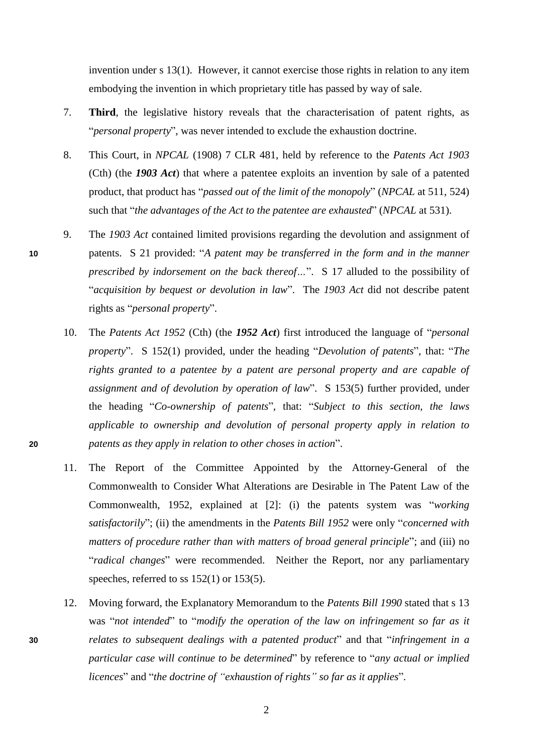invention under s 13(1). However, it cannot exercise those rights in relation to any item embodying the invention in which proprietary title has passed by way of sale.

7. **Third**, the legislative history reveals that the characterisation of patent rights, as "*personal property*", was never intended to exclude the exhaustion doctrine.

8. This Court, in *NPCAL* (1908) 7 CLR 481, held by reference to the *Patents Act 1903* (Cth) (the ***1903 Act***) that where a patentee exploits an invention by sale of a patented product, that product has "*passed out of the limit of the monopoly*" (*NPCAL* at 511, 524) such that "*the advantages of the Act to the patentee are exhausted*" (*NPCAL* at 531).

9. The *1903 Act* contained limited provisions regarding the devolution and assignment of patents. S 21 provided: "*A patent may be transferred in the form and in the manner prescribed by indorsement on the back thereof…*". S 17 alluded to the possibility of "*acquisition by bequest or devolution in law*". The *1903 Act* did not describe patent rights as "*personal property*".

10. The *Patents Act 1952* (Cth) (the ***1952 Act***) first introduced the language of "*personal property*". S 152(1) provided, under the heading "*Devolution of patents*", that: "*The rights granted to a patentee by a patent are personal property and are capable of assignment and of devolution by operation of law*". S 153(5) further provided, under the heading "*Co-ownership of patents*", that: "*Subject to this section, the laws applicable to ownership and devolution of personal property apply in relation to patents as they apply in relation to other choses in action*".

11. The Report of the Committee Appointed by the Attorney-General of the Commonwealth to Consider What Alterations are Desirable in The Patent Law of the Commonwealth, 1952, explained at [2]: (i) the patents system was "*working satisfactorily*"; (ii) the amendments in the *Patents Bill 1952* were only "*concerned with matters of procedure rather than with matters of broad general principle*"; and (iii) no "*radical changes*" were recommended. Neither the Report, nor any parliamentary speeches, referred to ss 152(1) or 153(5).

12. Moving forward, the Explanatory Memorandum to the *Patents Bill 1990* stated that s 13 was "*not intended*" to "*modify the operation of the law on infringement so far as it relates to subsequent dealings with a patented product*" and that "*infringement in a particular case will continue to be determined*" by reference to "*any actual or implied licences*" and "*the doctrine of "exhaustion of rights" so far as it applies*".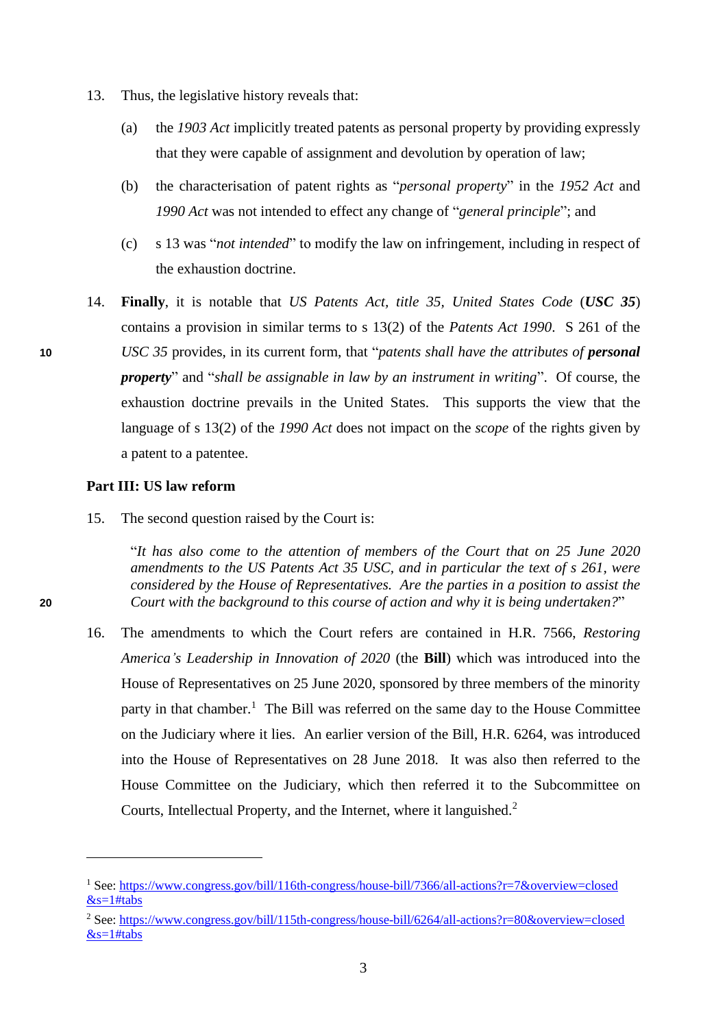13. Thus, the legislative history reveals that:

    (a) the *1903 Act* implicitly treated patents as personal property by providing expressly that they were capable of assignment and devolution by operation of law;

    (b) the characterisation of patent rights as "*personal property*" in the *1952 Act* and *1990 Act* was not intended to effect any change of "*general principle*"; and

    (c) s 13 was "*not intended*" to modify the law on infringement, including in respect of the exhaustion doctrine.

14. **Finally**, it is notable that *US Patents Act, title 35, United States Code* (***USC 35***) contains a provision in similar terms to s 13(2) of the *Patents Act 1990*. S 261 of the *USC 35* provides, in its current form, that "*patents shall have the attributes of **personal property***" and "*shall be assignable in law by an instrument in writing*". Of course, the exhaustion doctrine prevails in the United States. This supports the view that the language of s 13(2) of the *1990 Act* does not impact on the *scope* of the rights given by a patent to a patentee.

## Part III: US law reform

15. The second question raised by the Court is:

    > "*It has also come to the attention of members of the Court that on 25 June 2020 amendments to the US Patents Act 35 USC, and in particular the text of s 261, were considered by the House of Representatives. Are the parties in a position to assist the Court with the background to this course of action and why it is being undertaken?*"

16. The amendments to which the Court refers are contained in H.R. 7566, *Restoring America's Leadership in Innovation of 2020* (the **Bill**) which was introduced into the House of Representatives on 25 June 2020, sponsored by three members of the minority party in that chamber.[1] The Bill was referred on the same day to the House Committee on the Judiciary where it lies. An earlier version of the Bill, H.R. 6264, was introduced into the House of Representatives on 28 June 2018. It was also then referred to the House Committee on the Judiciary, which then referred it to the Subcommittee on Courts, Intellectual Property, and the Internet, where it languished.[2]

---

[1] See: https://www.congress.gov/bill/116th-congress/house-bill/7366/all-actions?r=7&overview=closed&s=1#tabs

[2] See: https://www.congress.gov/bill/115th-congress/house-bill/6264/all-actions?r=80&overview=closed&s=1#tabs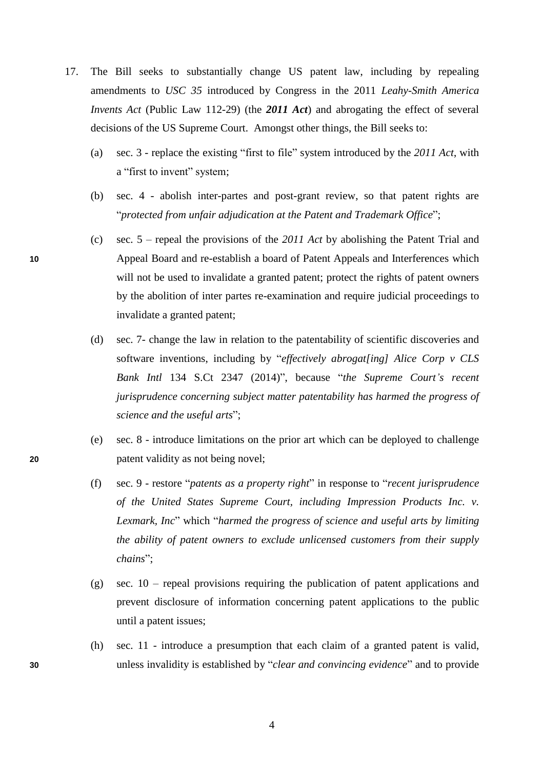17. The Bill seeks to substantially change US patent law, including by repealing amendments to *USC 35* introduced by Congress in the 2011 *Leahy-Smith America Invents Act* (Public Law 112-29) (the ***2011 Act***) and abrogating the effect of several decisions of the US Supreme Court. Amongst other things, the Bill seeks to:

    (a) sec. 3 - replace the existing "first to file" system introduced by the *2011 Act*, with a "first to invent" system;

    (b) sec. 4 - abolish inter-partes and post-grant review, so that patent rights are "*protected from unfair adjudication at the Patent and Trademark Office*";

    (c) sec. 5 – repeal the provisions of the *2011 Act* by abolishing the Patent Trial and Appeal Board and re-establish a board of Patent Appeals and Interferences which will not be used to invalidate a granted patent; protect the rights of patent owners by the abolition of inter partes re-examination and require judicial proceedings to invalidate a granted patent;

    (d) sec. 7- change the law in relation to the patentability of scientific discoveries and software inventions, including by "*effectively abrogat[ing] Alice Corp v CLS Bank Intl* 134 S.Ct 2347 (2014)", because "*the Supreme Court's recent jurisprudence concerning subject matter patentability has harmed the progress of science and the useful arts*";

    (e) sec. 8 - introduce limitations on the prior art which can be deployed to challenge patent validity as not being novel;

    (f) sec. 9 - restore "*patents as a property right*" in response to "*recent jurisprudence of the United States Supreme Court, including Impression Products Inc. v. Lexmark, Inc*" which "*harmed the progress of science and useful arts by limiting the ability of patent owners to exclude unlicensed customers from their supply chains*";

    (g) sec. 10 – repeal provisions requiring the publication of patent applications and prevent disclosure of information concerning patent applications to the public until a patent issues;

    (h) sec. 11 - introduce a presumption that each claim of a granted patent is valid, unless invalidity is established by "*clear and convincing evidence*" and to provide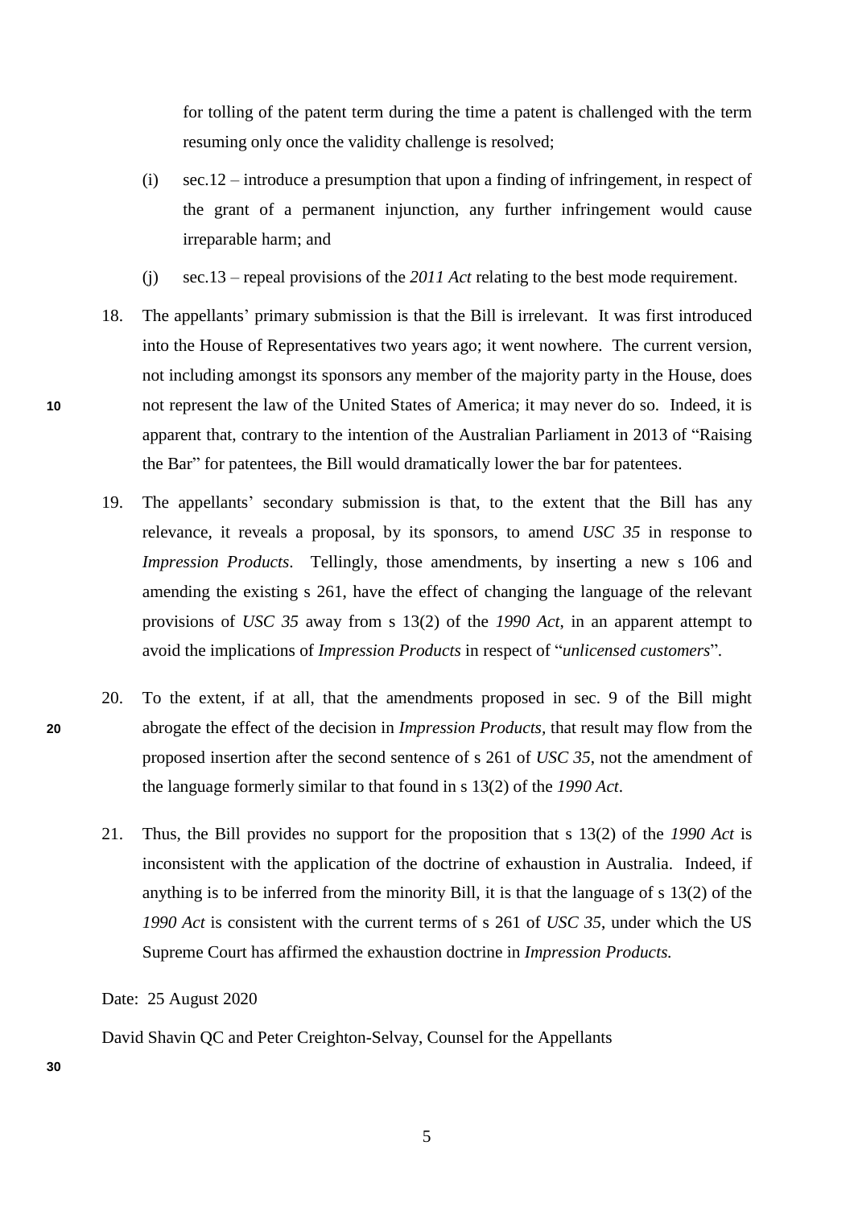for tolling of the patent term during the time a patent is challenged with the term resuming only once the validity challenge is resolved;

(i) sec.12 – introduce a presumption that upon a finding of infringement, in respect of the grant of a permanent injunction, any further infringement would cause irreparable harm; and

(j) sec.13 – repeal provisions of the *2011 Act* relating to the best mode requirement.

18. The appellants' primary submission is that the Bill is irrelevant. It was first introduced into the House of Representatives two years ago; it went nowhere. The current version, not including amongst its sponsors any member of the majority party in the House, does not represent the law of the United States of America; it may never do so. Indeed, it is apparent that, contrary to the intention of the Australian Parliament in 2013 of "Raising the Bar" for patentees, the Bill would dramatically lower the bar for patentees.

19. The appellants' secondary submission is that, to the extent that the Bill has any relevance, it reveals a proposal, by its sponsors, to amend *USC 35* in response to *Impression Products*. Tellingly, those amendments, by inserting a new s 106 and amending the existing s 261, have the effect of changing the language of the relevant provisions of *USC 35* away from s 13(2) of the *1990 Act*, in an apparent attempt to avoid the implications of *Impression Products* in respect of "*unlicensed customers*".

20. To the extent, if at all, that the amendments proposed in sec. 9 of the Bill might abrogate the effect of the decision in *Impression Products*, that result may flow from the proposed insertion after the second sentence of s 261 of *USC 35*, not the amendment of the language formerly similar to that found in s 13(2) of the *1990 Act*.

21. Thus, the Bill provides no support for the proposition that s 13(2) of the *1990 Act* is inconsistent with the application of the doctrine of exhaustion in Australia. Indeed, if anything is to be inferred from the minority Bill, it is that the language of s 13(2) of the *1990 Act* is consistent with the current terms of s 261 of *USC 35*, under which the US Supreme Court has affirmed the exhaustion doctrine in *Impression Products.*

Date: 25 August 2020

David Shavin QC and Peter Creighton-Selvay, Counsel for the Appellants